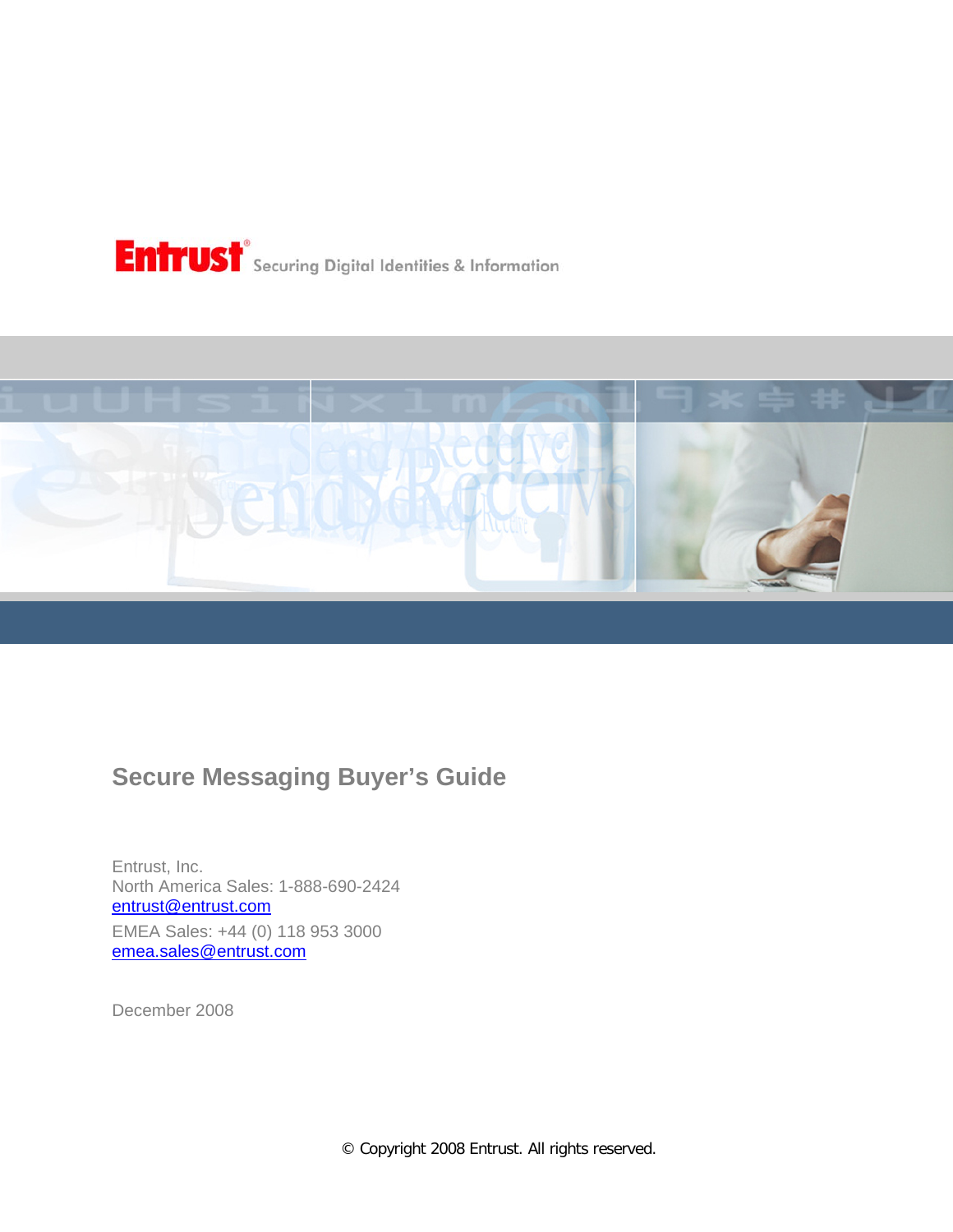Entrust® Securing Digital Identities & Information

# Secure Messaging Buyer's Guide

Entrust, Inc.
North America Sales: 1-888-690-2424
entrust@entrust.com

EMEA Sales: +44 (0) 118 953 3000
emea.sales@entrust.com

December 2008

© Copyright 2008 Entrust. All rights reserved.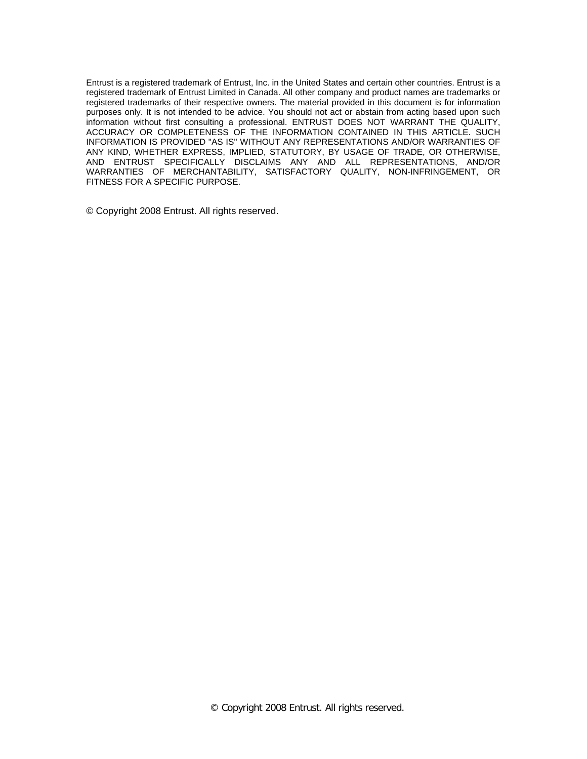Entrust is a registered trademark of Entrust, Inc. in the United States and certain other countries. Entrust is a registered trademark of Entrust Limited in Canada. All other company and product names are trademarks or registered trademarks of their respective owners. The material provided in this document is for information purposes only. It is not intended to be advice. You should not act or abstain from acting based upon such information without first consulting a professional. ENTRUST DOES NOT WARRANT THE QUALITY, ACCURACY OR COMPLETENESS OF THE INFORMATION CONTAINED IN THIS ARTICLE. SUCH INFORMATION IS PROVIDED "AS IS" WITHOUT ANY REPRESENTATIONS AND/OR WARRANTIES OF ANY KIND, WHETHER EXPRESS, IMPLIED, STATUTORY, BY USAGE OF TRADE, OR OTHERWISE, AND ENTRUST SPECIFICALLY DISCLAIMS ANY AND ALL REPRESENTATIONS, AND/OR WARRANTIES OF MERCHANTABILITY, SATISFACTORY QUALITY, NON-INFRINGEMENT, OR FITNESS FOR A SPECIFIC PURPOSE.

© Copyright 2008 Entrust. All rights reserved.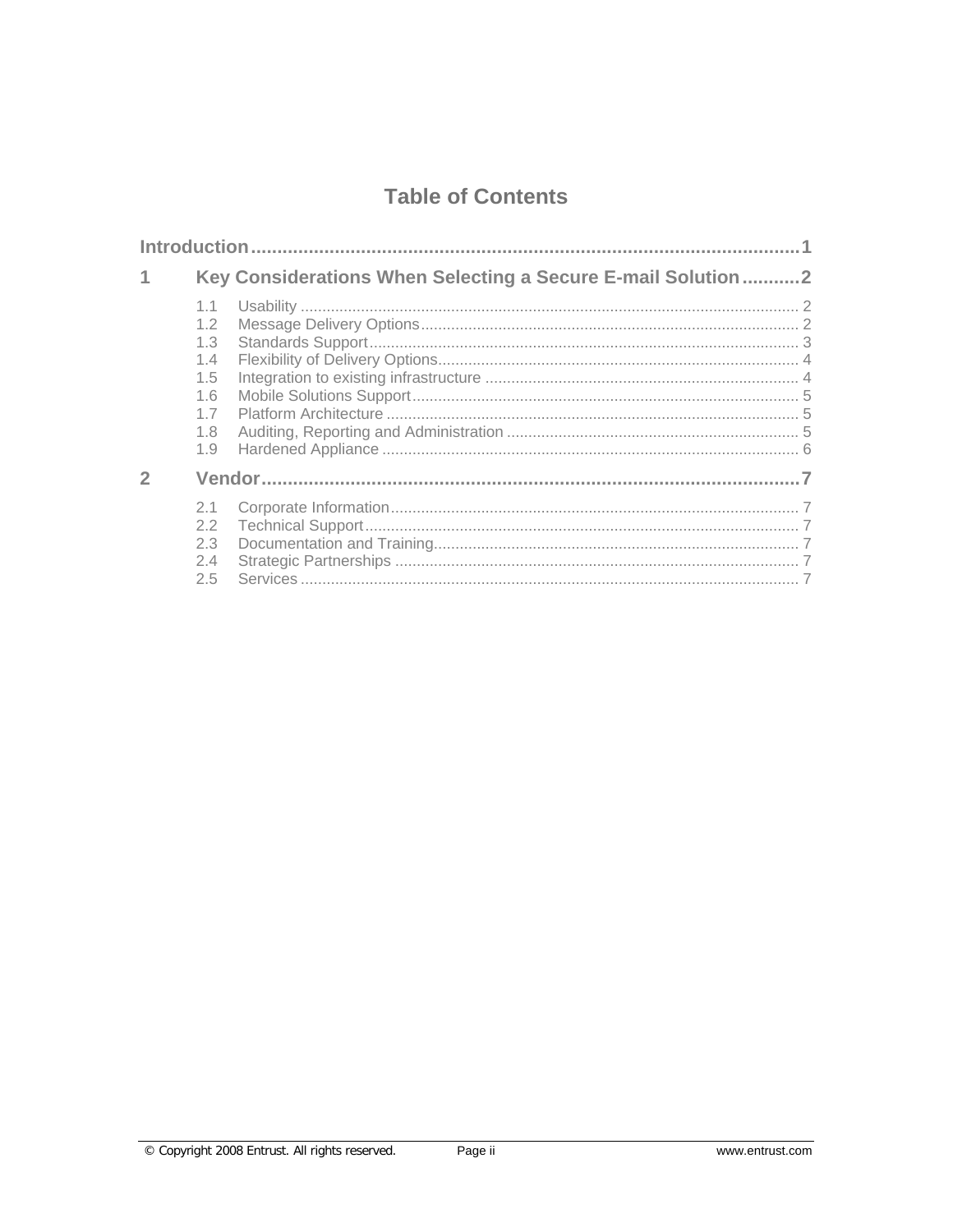# Table of Contents

**Introduction** .......................................................................................... **1**

**1 Key Considerations When Selecting a Secure E-mail Solution** ........... **2**

- 1.1 Usability .................................................................................................... 2
- 1.2 Message Delivery Options ........................................................................ 2
- 1.3 Standards Support .................................................................................... 3
- 1.4 Flexibility of Delivery Options .................................................................... 4
- 1.5 Integration to existing infrastructure ......................................................... 4
- 1.6 Mobile Solutions Support .......................................................................... 5
- 1.7 Platform Architecture ................................................................................ 5
- 1.8 Auditing, Reporting and Administration .................................................... 5
- 1.9 Hardened Appliance ................................................................................. 6

**2 Vendor** ...................................................................................................... **7**

- 2.1 Corporate Information ............................................................................... 7
- 2.2 Technical Support ..................................................................................... 7
- 2.3 Documentation and Training ..................................................................... 7
- 2.4 Strategic Partnerships .............................................................................. 7
- 2.5 Services .................................................................................................... 7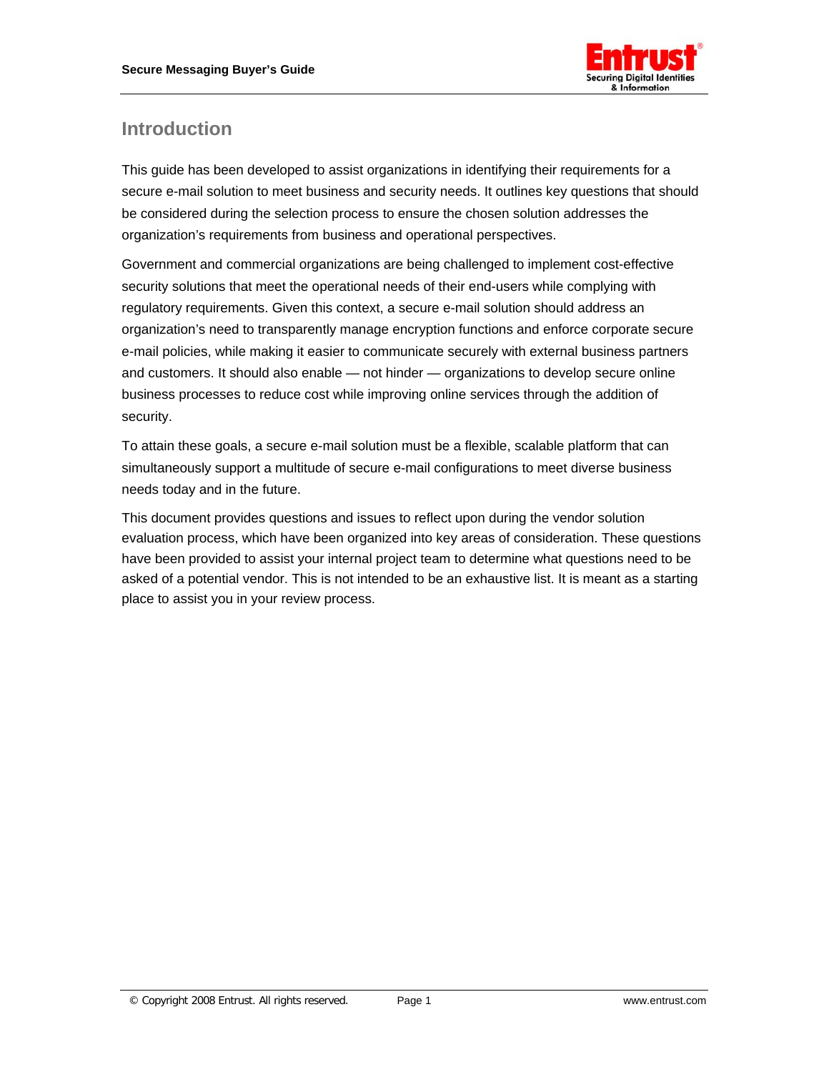## Introduction

This guide has been developed to assist organizations in identifying their requirements for a secure e-mail solution to meet business and security needs. It outlines key questions that should be considered during the selection process to ensure the chosen solution addresses the organization's requirements from business and operational perspectives.

Government and commercial organizations are being challenged to implement cost-effective security solutions that meet the operational needs of their end-users while complying with regulatory requirements. Given this context, a secure e-mail solution should address an organization's need to transparently manage encryption functions and enforce corporate secure e-mail policies, while making it easier to communicate securely with external business partners and customers. It should also enable — not hinder — organizations to develop secure online business processes to reduce cost while improving online services through the addition of security.

To attain these goals, a secure e-mail solution must be a flexible, scalable platform that can simultaneously support a multitude of secure e-mail configurations to meet diverse business needs today and in the future.

This document provides questions and issues to reflect upon during the vendor solution evaluation process, which have been organized into key areas of consideration. These questions have been provided to assist your internal project team to determine what questions need to be asked of a potential vendor. This is not intended to be an exhaustive list. It is meant as a starting place to assist you in your review process.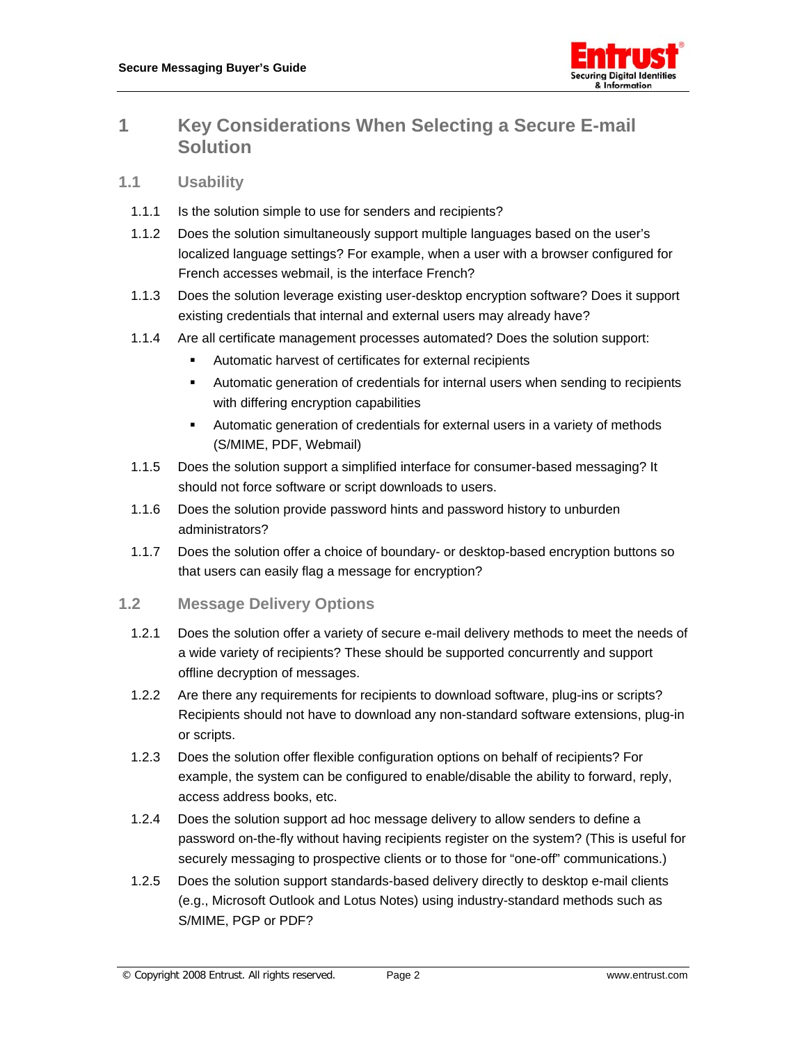# 1 Key Considerations When Selecting a Secure E-mail Solution

## 1.1 Usability

1.1.1 Is the solution simple to use for senders and recipients?

1.1.2 Does the solution simultaneously support multiple languages based on the user's localized language settings? For example, when a user with a browser configured for French accesses webmail, is the interface French?

1.1.3 Does the solution leverage existing user-desktop encryption software? Does it support existing credentials that internal and external users may already have?

1.1.4 Are all certificate management processes automated? Does the solution support:

- Automatic harvest of certificates for external recipients
- Automatic generation of credentials for internal users when sending to recipients with differing encryption capabilities
- Automatic generation of credentials for external users in a variety of methods (S/MIME, PDF, Webmail)

1.1.5 Does the solution support a simplified interface for consumer-based messaging? It should not force software or script downloads to users.

1.1.6 Does the solution provide password hints and password history to unburden administrators?

1.1.7 Does the solution offer a choice of boundary- or desktop-based encryption buttons so that users can easily flag a message for encryption?

## 1.2 Message Delivery Options

1.2.1 Does the solution offer a variety of secure e-mail delivery methods to meet the needs of a wide variety of recipients? These should be supported concurrently and support offline decryption of messages.

1.2.2 Are there any requirements for recipients to download software, plug-ins or scripts? Recipients should not have to download any non-standard software extensions, plug-in or scripts.

1.2.3 Does the solution offer flexible configuration options on behalf of recipients? For example, the system can be configured to enable/disable the ability to forward, reply, access address books, etc.

1.2.4 Does the solution support ad hoc message delivery to allow senders to define a password on-the-fly without having recipients register on the system? (This is useful for securely messaging to prospective clients or to those for "one-off" communications.)

1.2.5 Does the solution support standards-based delivery directly to desktop e-mail clients (e.g., Microsoft Outlook and Lotus Notes) using industry-standard methods such as S/MIME, PGP or PDF?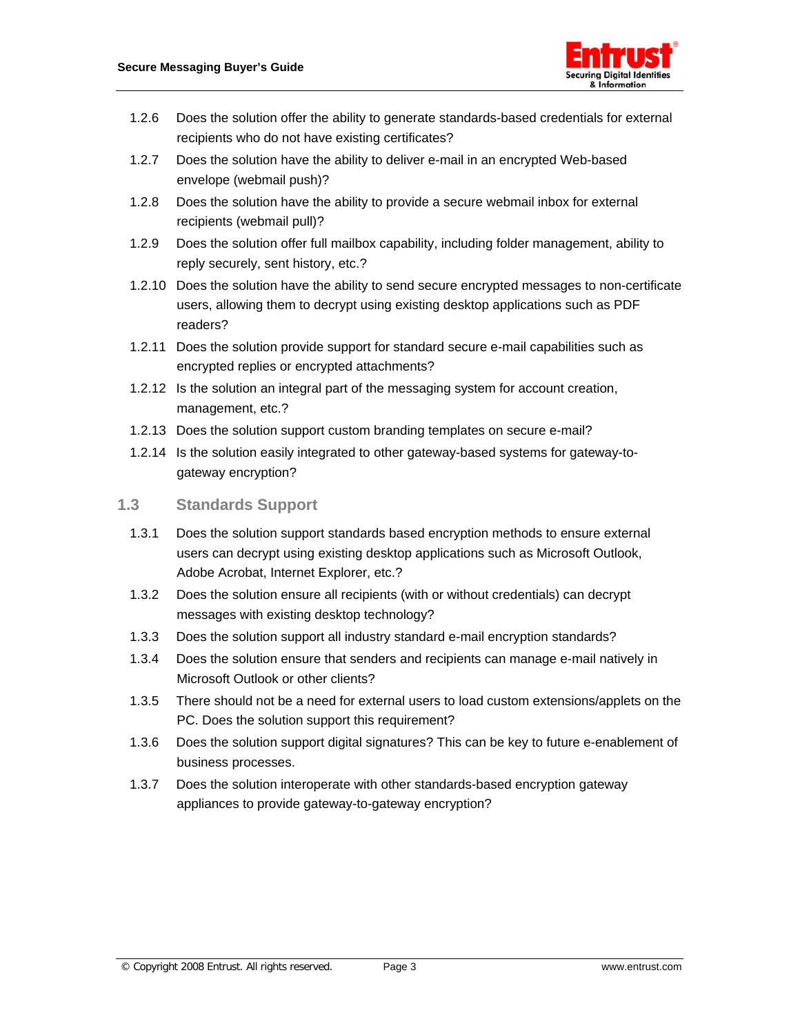1.2.6 Does the solution offer the ability to generate standards-based credentials for external recipients who do not have existing certificates?

1.2.7 Does the solution have the ability to deliver e-mail in an encrypted Web-based envelope (webmail push)?

1.2.8 Does the solution have the ability to provide a secure webmail inbox for external recipients (webmail pull)?

1.2.9 Does the solution offer full mailbox capability, including folder management, ability to reply securely, sent history, etc.?

1.2.10 Does the solution have the ability to send secure encrypted messages to non-certificate users, allowing them to decrypt using existing desktop applications such as PDF readers?

1.2.11 Does the solution provide support for standard secure e-mail capabilities such as encrypted replies or encrypted attachments?

1.2.12 Is the solution an integral part of the messaging system for account creation, management, etc.?

1.2.13 Does the solution support custom branding templates on secure e-mail?

1.2.14 Is the solution easily integrated to other gateway-based systems for gateway-to-gateway encryption?

## 1.3 Standards Support

1.3.1 Does the solution support standards based encryption methods to ensure external users can decrypt using existing desktop applications such as Microsoft Outlook, Adobe Acrobat, Internet Explorer, etc.?

1.3.2 Does the solution ensure all recipients (with or without credentials) can decrypt messages with existing desktop technology?

1.3.3 Does the solution support all industry standard e-mail encryption standards?

1.3.4 Does the solution ensure that senders and recipients can manage e-mail natively in Microsoft Outlook or other clients?

1.3.5 There should not be a need for external users to load custom extensions/applets on the PC. Does the solution support this requirement?

1.3.6 Does the solution support digital signatures? This can be key to future e-enablement of business processes.

1.3.7 Does the solution interoperate with other standards-based encryption gateway appliances to provide gateway-to-gateway encryption?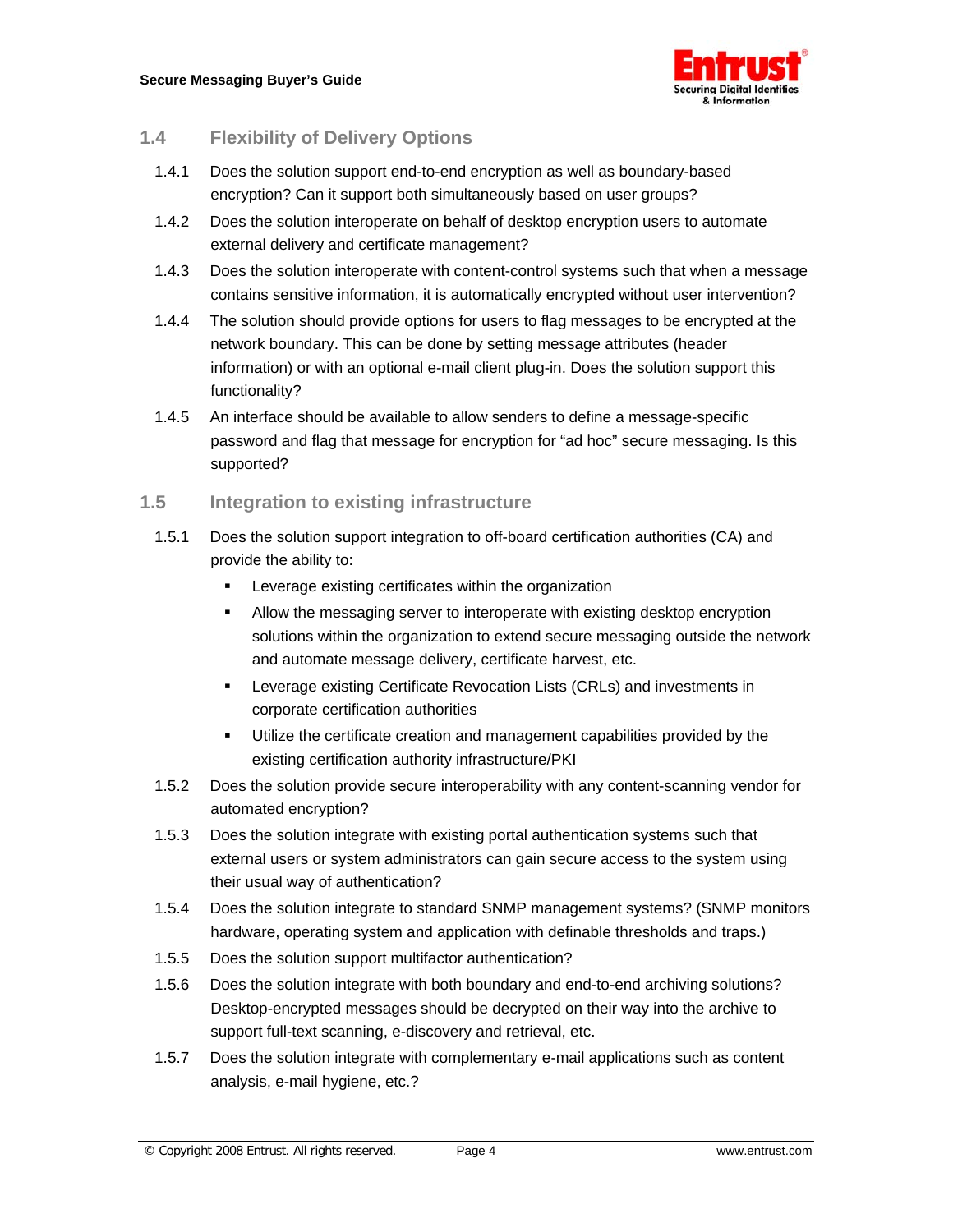## 1.4 Flexibility of Delivery Options

1.4.1 Does the solution support end-to-end encryption as well as boundary-based encryption? Can it support both simultaneously based on user groups?

1.4.2 Does the solution interoperate on behalf of desktop encryption users to automate external delivery and certificate management?

1.4.3 Does the solution interoperate with content-control systems such that when a message contains sensitive information, it is automatically encrypted without user intervention?

1.4.4 The solution should provide options for users to flag messages to be encrypted at the network boundary. This can be done by setting message attributes (header information) or with an optional e-mail client plug-in. Does the solution support this functionality?

1.4.5 An interface should be available to allow senders to define a message-specific password and flag that message for encryption for "ad hoc" secure messaging. Is this supported?

## 1.5 Integration to existing infrastructure

1.5.1 Does the solution support integration to off-board certification authorities (CA) and provide the ability to:

- Leverage existing certificates within the organization
- Allow the messaging server to interoperate with existing desktop encryption solutions within the organization to extend secure messaging outside the network and automate message delivery, certificate harvest, etc.
- Leverage existing Certificate Revocation Lists (CRLs) and investments in corporate certification authorities
- Utilize the certificate creation and management capabilities provided by the existing certification authority infrastructure/PKI

1.5.2 Does the solution provide secure interoperability with any content-scanning vendor for automated encryption?

1.5.3 Does the solution integrate with existing portal authentication systems such that external users or system administrators can gain secure access to the system using their usual way of authentication?

1.5.4 Does the solution integrate to standard SNMP management systems? (SNMP monitors hardware, operating system and application with definable thresholds and traps.)

1.5.5 Does the solution support multifactor authentication?

1.5.6 Does the solution integrate with both boundary and end-to-end archiving solutions? Desktop-encrypted messages should be decrypted on their way into the archive to support full-text scanning, e-discovery and retrieval, etc.

1.5.7 Does the solution integrate with complementary e-mail applications such as content analysis, e-mail hygiene, etc.?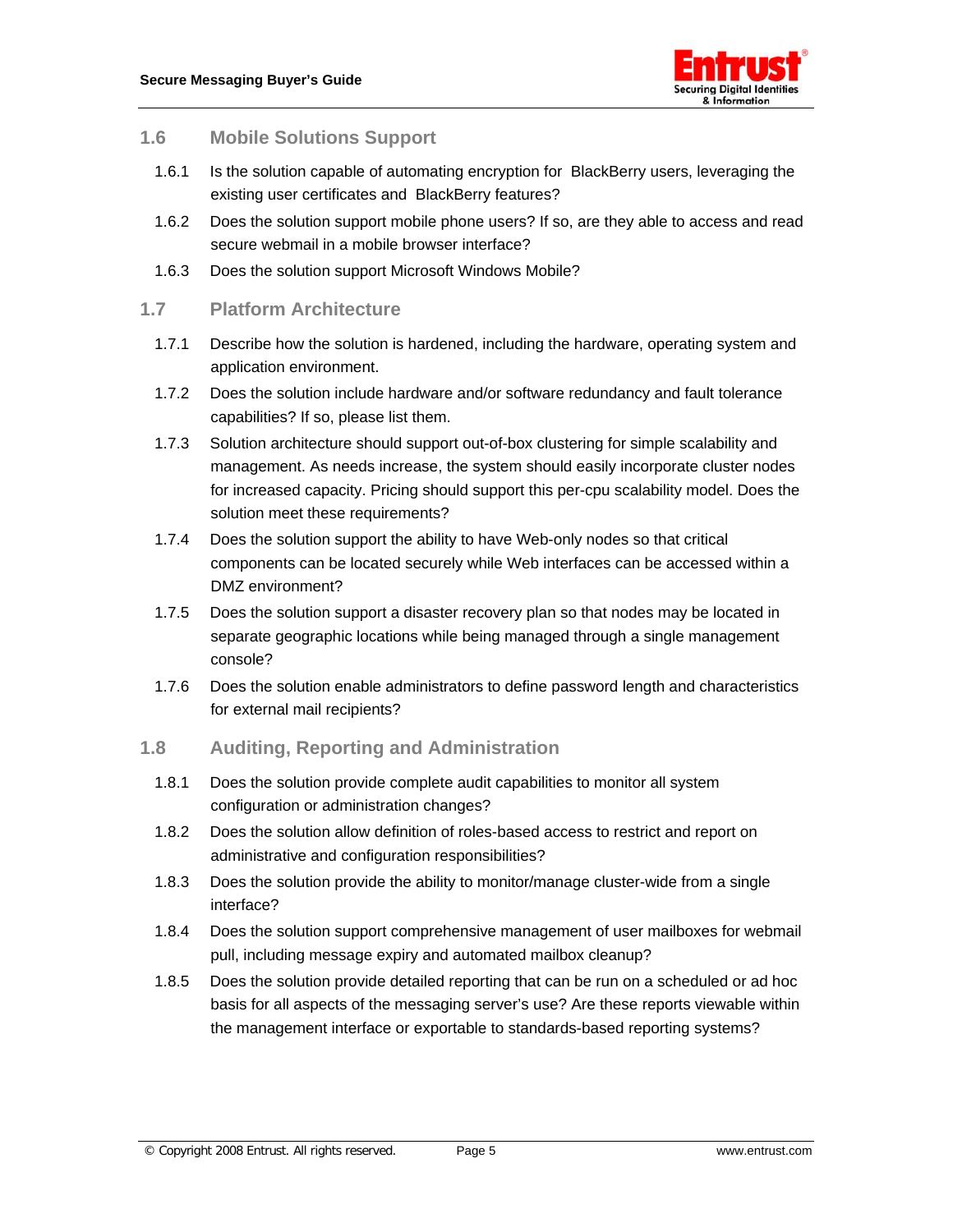## 1.6 Mobile Solutions Support

1.6.1 Is the solution capable of automating encryption for BlackBerry users, leveraging the existing user certificates and BlackBerry features?

1.6.2 Does the solution support mobile phone users? If so, are they able to access and read secure webmail in a mobile browser interface?

1.6.3 Does the solution support Microsoft Windows Mobile?

## 1.7 Platform Architecture

1.7.1 Describe how the solution is hardened, including the hardware, operating system and application environment.

1.7.2 Does the solution include hardware and/or software redundancy and fault tolerance capabilities? If so, please list them.

1.7.3 Solution architecture should support out-of-box clustering for simple scalability and management. As needs increase, the system should easily incorporate cluster nodes for increased capacity. Pricing should support this per-cpu scalability model. Does the solution meet these requirements?

1.7.4 Does the solution support the ability to have Web-only nodes so that critical components can be located securely while Web interfaces can be accessed within a DMZ environment?

1.7.5 Does the solution support a disaster recovery plan so that nodes may be located in separate geographic locations while being managed through a single management console?

1.7.6 Does the solution enable administrators to define password length and characteristics for external mail recipients?

## 1.8 Auditing, Reporting and Administration

1.8.1 Does the solution provide complete audit capabilities to monitor all system configuration or administration changes?

1.8.2 Does the solution allow definition of roles-based access to restrict and report on administrative and configuration responsibilities?

1.8.3 Does the solution provide the ability to monitor/manage cluster-wide from a single interface?

1.8.4 Does the solution support comprehensive management of user mailboxes for webmail pull, including message expiry and automated mailbox cleanup?

1.8.5 Does the solution provide detailed reporting that can be run on a scheduled or ad hoc basis for all aspects of the messaging server's use? Are these reports viewable within the management interface or exportable to standards-based reporting systems?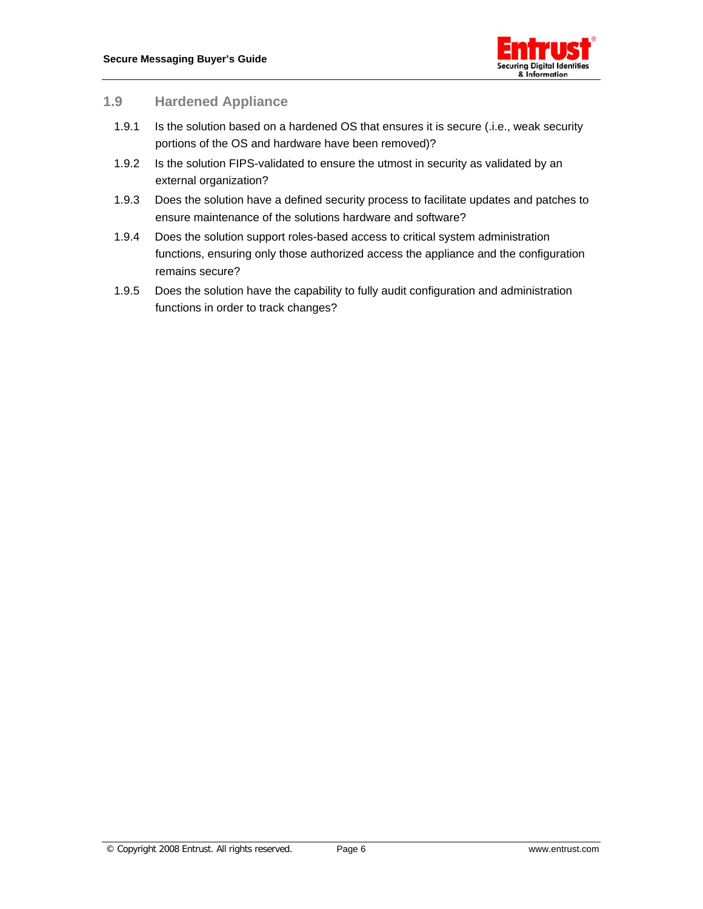## 1.9 Hardened Appliance

1.9.1 Is the solution based on a hardened OS that ensures it is secure (.i.e., weak security portions of the OS and hardware have been removed)?

1.9.2 Is the solution FIPS-validated to ensure the utmost in security as validated by an external organization?

1.9.3 Does the solution have a defined security process to facilitate updates and patches to ensure maintenance of the solutions hardware and software?

1.9.4 Does the solution support roles-based access to critical system administration functions, ensuring only those authorized access the appliance and the configuration remains secure?

1.9.5 Does the solution have the capability to fully audit configuration and administration functions in order to track changes?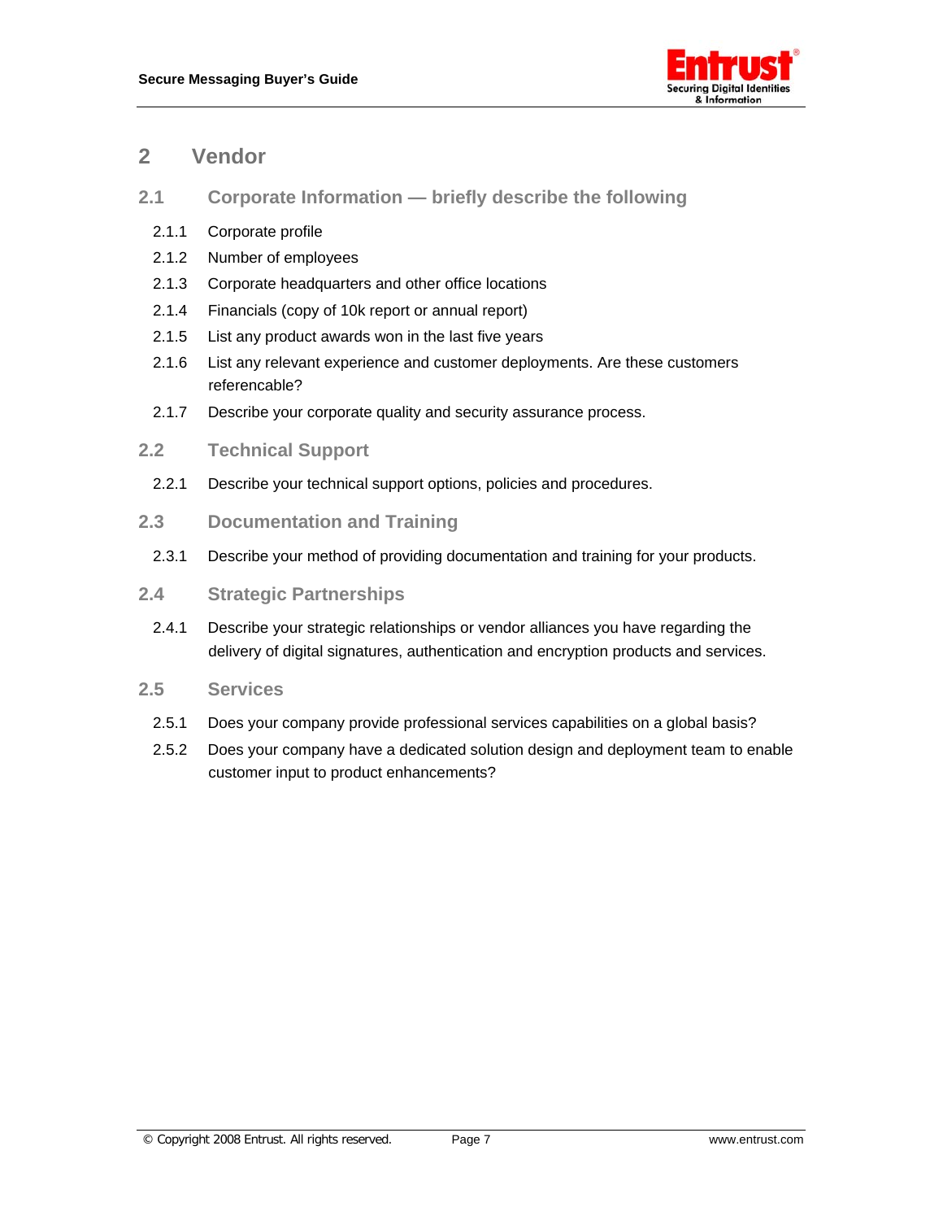# 2 Vendor

## 2.1 Corporate Information — briefly describe the following

2.1.1 Corporate profile

2.1.2 Number of employees

2.1.3 Corporate headquarters and other office locations

2.1.4 Financials (copy of 10k report or annual report)

2.1.5 List any product awards won in the last five years

2.1.6 List any relevant experience and customer deployments. Are these customers referencable?

2.1.7 Describe your corporate quality and security assurance process.

## 2.2 Technical Support

2.2.1 Describe your technical support options, policies and procedures.

## 2.3 Documentation and Training

2.3.1 Describe your method of providing documentation and training for your products.

## 2.4 Strategic Partnerships

2.4.1 Describe your strategic relationships or vendor alliances you have regarding the delivery of digital signatures, authentication and encryption products and services.

## 2.5 Services

2.5.1 Does your company provide professional services capabilities on a global basis?

2.5.2 Does your company have a dedicated solution design and deployment team to enable customer input to product enhancements?